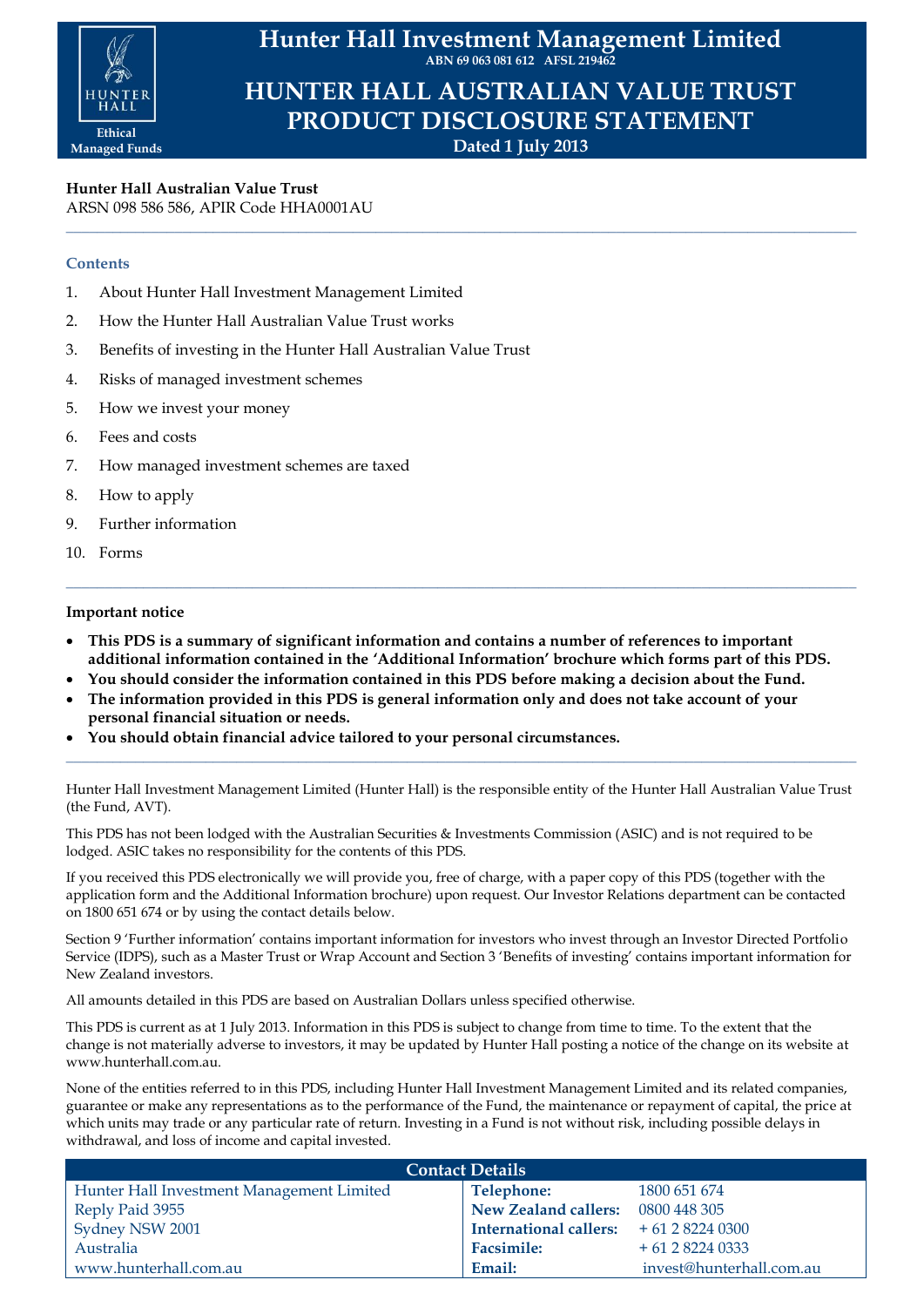# Hunter Hall Investment Management Limited

**ABN 69 063 081 612 AFSL 219462**

HUNTER HALL

Ethical Managed Funds

# HUNTER HALL AUSTRALIAN VALUE TRUST PRODUCT DISCLOSURE STATEMENT

**Dated 1 July 2013**

**Hunter Hall Australian Value Trust**
ARSN 098 586 586, APIR Code HHA0001AU

---

### Contents

1. About Hunter Hall Investment Management Limited
2. How the Hunter Hall Australian Value Trust works
3. Benefits of investing in the Hunter Hall Australian Value Trust
4. Risks of managed investment schemes
5. How we invest your money
6. Fees and costs
7. How managed investment schemes are taxed
8. How to apply
9. Further information
10. Forms

---

**Important notice**

- **This PDS is a summary of significant information and contains a number of references to important additional information contained in the 'Additional Information' brochure which forms part of this PDS.**
- **You should consider the information contained in this PDS before making a decision about the Fund.**
- **The information provided in this PDS is general information only and does not take account of your personal financial situation or needs.**
- **You should obtain financial advice tailored to your personal circumstances.**

---

Hunter Hall Investment Management Limited (Hunter Hall) is the responsible entity of the Hunter Hall Australian Value Trust (the Fund, AVT).

This PDS has not been lodged with the Australian Securities & Investments Commission (ASIC) and is not required to be lodged. ASIC takes no responsibility for the contents of this PDS.

If you received this PDS electronically we will provide you, free of charge, with a paper copy of this PDS (together with the application form and the Additional Information brochure) upon request. Our Investor Relations department can be contacted on 1800 651 674 or by using the contact details below.

Section 9 'Further information' contains important information for investors who invest through an Investor Directed Portfolio Service (IDPS), such as a Master Trust or Wrap Account and Section 3 'Benefits of investing' contains important information for New Zealand investors.

All amounts detailed in this PDS are based on Australian Dollars unless specified otherwise.

This PDS is current as at 1 July 2013. Information in this PDS is subject to change from time to time. To the extent that the change is not materially adverse to investors, it may be updated by Hunter Hall posting a notice of the change on its website at www.hunterhall.com.au.

None of the entities referred to in this PDS, including Hunter Hall Investment Management Limited and its related companies, guarantee or make any representations as to the performance of the Fund, the maintenance or repayment of capital, the price at which units may trade or any particular rate of return. Investing in a Fund is not without risk, including possible delays in withdrawal, and loss of income and capital invested.

| Contact Details | | |
|---|---|---|
| Hunter Hall Investment Management Limited | **Telephone:** | 1800 651 674 |
| Reply Paid 3955 | **New Zealand callers:** | 0800 448 305 |
| Sydney NSW 2001 | **International callers:** | + 61 2 8224 0300 |
| Australia | **Facsimile:** | + 61 2 8224 0333 |
| www.hunterhall.com.au | **Email:** | invest@hunterhall.com.au |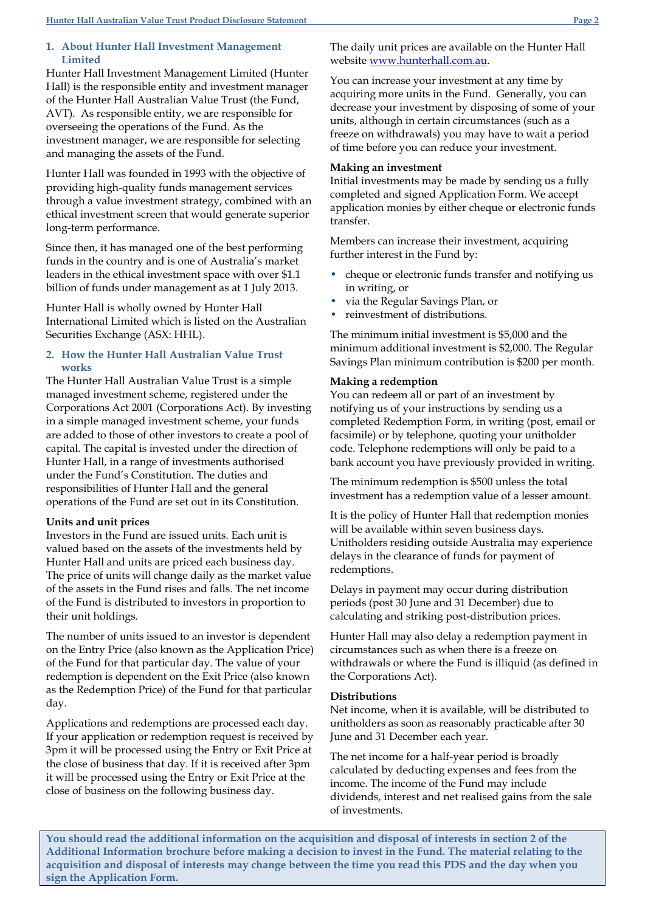## 1. About Hunter Hall Investment Management Limited

Hunter Hall Investment Management Limited (Hunter Hall) is the responsible entity and investment manager of the Hunter Hall Australian Value Trust (the Fund, AVT). As responsible entity, we are responsible for overseeing the operations of the Fund. As the investment manager, we are responsible for selecting and managing the assets of the Fund.

Hunter Hall was founded in 1993 with the objective of providing high-quality funds management services through a value investment strategy, combined with an ethical investment screen that would generate superior long-term performance.

Since then, it has managed one of the best performing funds in the country and is one of Australia's market leaders in the ethical investment space with over $1.1 billion of funds under management as at 1 July 2013.

Hunter Hall is wholly owned by Hunter Hall International Limited which is listed on the Australian Securities Exchange (ASX: HHL).

## 2. How the Hunter Hall Australian Value Trust works

The Hunter Hall Australian Value Trust is a simple managed investment scheme, registered under the Corporations Act 2001 (Corporations Act). By investing in a simple managed investment scheme, your funds are added to those of other investors to create a pool of capital. The capital is invested under the direction of Hunter Hall, in a range of investments authorised under the Fund's Constitution. The duties and responsibilities of Hunter Hall and the general operations of the Fund are set out in its Constitution.

**Units and unit prices**

Investors in the Fund are issued units. Each unit is valued based on the assets of the investments held by Hunter Hall and units are priced each business day. The price of units will change daily as the market value of the assets in the Fund rises and falls. The net income of the Fund is distributed to investors in proportion to their unit holdings.

The number of units issued to an investor is dependent on the Entry Price (also known as the Application Price) of the Fund for that particular day. The value of your redemption is dependent on the Exit Price (also known as the Redemption Price) of the Fund for that particular day.

Applications and redemptions are processed each day. If your application or redemption request is received by 3pm it will be processed using the Entry or Exit Price at the close of business that day. If it is received after 3pm it will be processed using the Entry or Exit Price at the close of business on the following business day.

The daily unit prices are available on the Hunter Hall website www.hunterhall.com.au.

You can increase your investment at any time by acquiring more units in the Fund. Generally, you can decrease your investment by disposing of some of your units, although in certain circumstances (such as a freeze on withdrawals) you may have to wait a period of time before you can reduce your investment.

**Making an investment**

Initial investments may be made by sending us a fully completed and signed Application Form. We accept application monies by either cheque or electronic funds transfer.

Members can increase their investment, acquiring further interest in the Fund by:

- cheque or electronic funds transfer and notifying us in writing, or
- via the Regular Savings Plan, or
- reinvestment of distributions.

The minimum initial investment is $5,000 and the minimum additional investment is $2,000. The Regular Savings Plan minimum contribution is $200 per month.

**Making a redemption**

You can redeem all or part of an investment by notifying us of your instructions by sending us a completed Redemption Form, in writing (post, email or facsimile) or by telephone, quoting your unitholder code. Telephone redemptions will only be paid to a bank account you have previously provided in writing.

The minimum redemption is $500 unless the total investment has a redemption value of a lesser amount.

It is the policy of Hunter Hall that redemption monies will be available within seven business days. Unitholders residing outside Australia may experience delays in the clearance of funds for payment of redemptions.

Delays in payment may occur during distribution periods (post 30 June and 31 December) due to calculating and striking post-distribution prices.

Hunter Hall may also delay a redemption payment in circumstances such as when there is a freeze on withdrawals or where the Fund is illiquid (as defined in the Corporations Act).

**Distributions**

Net income, when it is available, will be distributed to unitholders as soon as reasonably practicable after 30 June and 31 December each year.

The net income for a half-year period is broadly calculated by deducting expenses and fees from the income. The income of the Fund may include dividends, interest and net realised gains from the sale of investments.

**You should read the additional information on the acquisition and disposal of interests in section 2 of the Additional Information brochure before making a decision to invest in the Fund. The material relating to the acquisition and disposal of interests may change between the time you read this PDS and the day when you sign the Application Form.**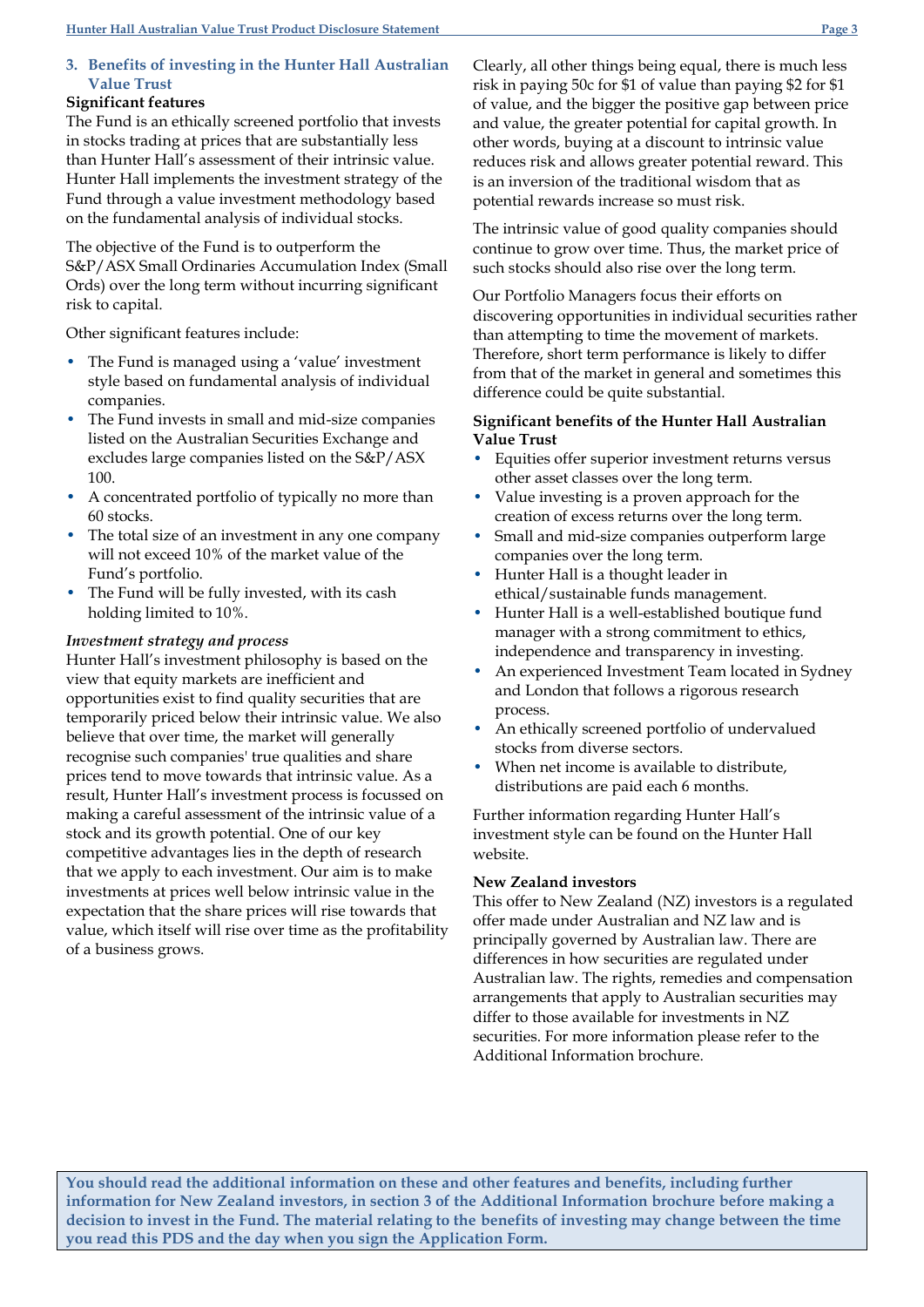## 3. Benefits of investing in the Hunter Hall Australian Value Trust

### Significant features

The Fund is an ethically screened portfolio that invests in stocks trading at prices that are substantially less than Hunter Hall's assessment of their intrinsic value. Hunter Hall implements the investment strategy of the Fund through a value investment methodology based on the fundamental analysis of individual stocks.

The objective of the Fund is to outperform the S&P/ASX Small Ordinaries Accumulation Index (Small Ords) over the long term without incurring significant risk to capital.

Other significant features include:

- The Fund is managed using a 'value' investment style based on fundamental analysis of individual companies.
- The Fund invests in small and mid-size companies listed on the Australian Securities Exchange and excludes large companies listed on the S&P/ASX 100.
- A concentrated portfolio of typically no more than 60 stocks.
- The total size of an investment in any one company will not exceed 10% of the market value of the Fund's portfolio.
- The Fund will be fully invested, with its cash holding limited to 10%.

*Investment strategy and process*

Hunter Hall's investment philosophy is based on the view that equity markets are inefficient and opportunities exist to find quality securities that are temporarily priced below their intrinsic value. We also believe that over time, the market will generally recognise such companies' true qualities and share prices tend to move towards that intrinsic value. As a result, Hunter Hall's investment process is focussed on making a careful assessment of the intrinsic value of a stock and its growth potential. One of our key competitive advantages lies in the depth of research that we apply to each investment. Our aim is to make investments at prices well below intrinsic value in the expectation that the share prices will rise towards that value, which itself will rise over time as the profitability of a business grows.

Clearly, all other things being equal, there is much less risk in paying 50c for $1 of value than paying $2 for $1 of value, and the bigger the positive gap between price and value, the greater potential for capital growth. In other words, buying at a discount to intrinsic value reduces risk and allows greater potential reward. This is an inversion of the traditional wisdom that as potential rewards increase so must risk.

The intrinsic value of good quality companies should continue to grow over time. Thus, the market price of such stocks should also rise over the long term.

Our Portfolio Managers focus their efforts on discovering opportunities in individual securities rather than attempting to time the movement of markets. Therefore, short term performance is likely to differ from that of the market in general and sometimes this difference could be quite substantial.

### Significant benefits of the Hunter Hall Australian Value Trust

- Equities offer superior investment returns versus other asset classes over the long term.
- Value investing is a proven approach for the creation of excess returns over the long term.
- Small and mid-size companies outperform large companies over the long term.
- Hunter Hall is a thought leader in ethical/sustainable funds management.
- Hunter Hall is a well-established boutique fund manager with a strong commitment to ethics, independence and transparency in investing.
- An experienced Investment Team located in Sydney and London that follows a rigorous research process.
- An ethically screened portfolio of undervalued stocks from diverse sectors.
- When net income is available to distribute, distributions are paid each 6 months.

Further information regarding Hunter Hall's investment style can be found on the Hunter Hall website.

### New Zealand investors

This offer to New Zealand (NZ) investors is a regulated offer made under Australian and NZ law and is principally governed by Australian law. There are differences in how securities are regulated under Australian law. The rights, remedies and compensation arrangements that apply to Australian securities may differ to those available for investments in NZ securities. For more information please refer to the Additional Information brochure.

**You should read the additional information on these and other features and benefits, including further information for New Zealand investors, in section 3 of the Additional Information brochure before making a decision to invest in the Fund. The material relating to the benefits of investing may change between the time you read this PDS and the day when you sign the Application Form.**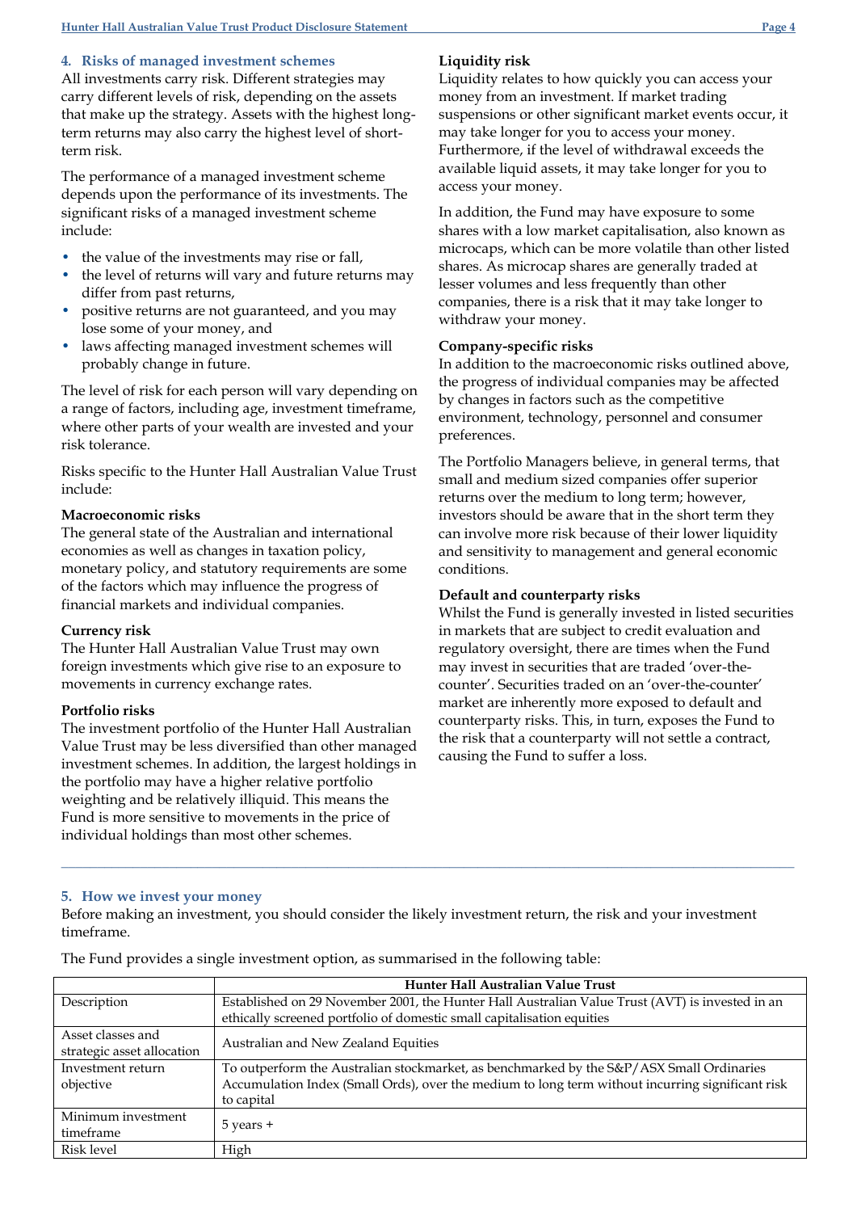## 4. Risks of managed investment schemes

All investments carry risk. Different strategies may carry different levels of risk, depending on the assets that make up the strategy. Assets with the highest long-term returns may also carry the highest level of short-term risk.

The performance of a managed investment scheme depends upon the performance of its investments. The significant risks of a managed investment scheme include:

- the value of the investments may rise or fall,
- the level of returns will vary and future returns may differ from past returns,
- positive returns are not guaranteed, and you may lose some of your money, and
- laws affecting managed investment schemes will probably change in future.

The level of risk for each person will vary depending on a range of factors, including age, investment timeframe, where other parts of your wealth are invested and your risk tolerance.

Risks specific to the Hunter Hall Australian Value Trust include:

**Macroeconomic risks**
The general state of the Australian and international economies as well as changes in taxation policy, monetary policy, and statutory requirements are some of the factors which may influence the progress of financial markets and individual companies.

**Currency risk**
The Hunter Hall Australian Value Trust may own foreign investments which give rise to an exposure to movements in currency exchange rates.

**Portfolio risks**
The investment portfolio of the Hunter Hall Australian Value Trust may be less diversified than other managed investment schemes. In addition, the largest holdings in the portfolio may have a higher relative portfolio weighting and be relatively illiquid. This means the Fund is more sensitive to movements in the price of individual holdings than most other schemes.

**Liquidity risk**
Liquidity relates to how quickly you can access your money from an investment. If market trading suspensions or other significant market events occur, it may take longer for you to access your money. Furthermore, if the level of withdrawal exceeds the available liquid assets, it may take longer for you to access your money.

In addition, the Fund may have exposure to some shares with a low market capitalisation, also known as microcaps, which can be more volatile than other listed shares. As microcap shares are generally traded at lesser volumes and less frequently than other companies, there is a risk that it may take longer to withdraw your money.

**Company-specific risks**
In addition to the macroeconomic risks outlined above, the progress of individual companies may be affected by changes in factors such as the competitive environment, technology, personnel and consumer preferences.

The Portfolio Managers believe, in general terms, that small and medium sized companies offer superior returns over the medium to long term; however, investors should be aware that in the short term they can involve more risk because of their lower liquidity and sensitivity to management and general economic conditions.

**Default and counterparty risks**
Whilst the Fund is generally invested in listed securities in markets that are subject to credit evaluation and regulatory oversight, there are times when the Fund may invest in securities that are traded 'over-the-counter'. Securities traded on an 'over-the-counter' market are inherently more exposed to default and counterparty risks. This, in turn, exposes the Fund to the risk that a counterparty will not settle a contract, causing the Fund to suffer a loss.

## 5. How we invest your money

Before making an investment, you should consider the likely investment return, the risk and your investment timeframe.

The Fund provides a single investment option, as summarised in the following table:

| | Hunter Hall Australian Value Trust |
|---|---|
| Description | Established on 29 November 2001, the Hunter Hall Australian Value Trust (AVT) is invested in an ethically screened portfolio of domestic small capitalisation equities |
| Asset classes and strategic asset allocation | Australian and New Zealand Equities |
| Investment return objective | To outperform the Australian stockmarket, as benchmarked by the S&P/ASX Small Ordinaries Accumulation Index (Small Ords), over the medium to long term without incurring significant risk to capital |
| Minimum investment timeframe | 5 years + |
| Risk level | High |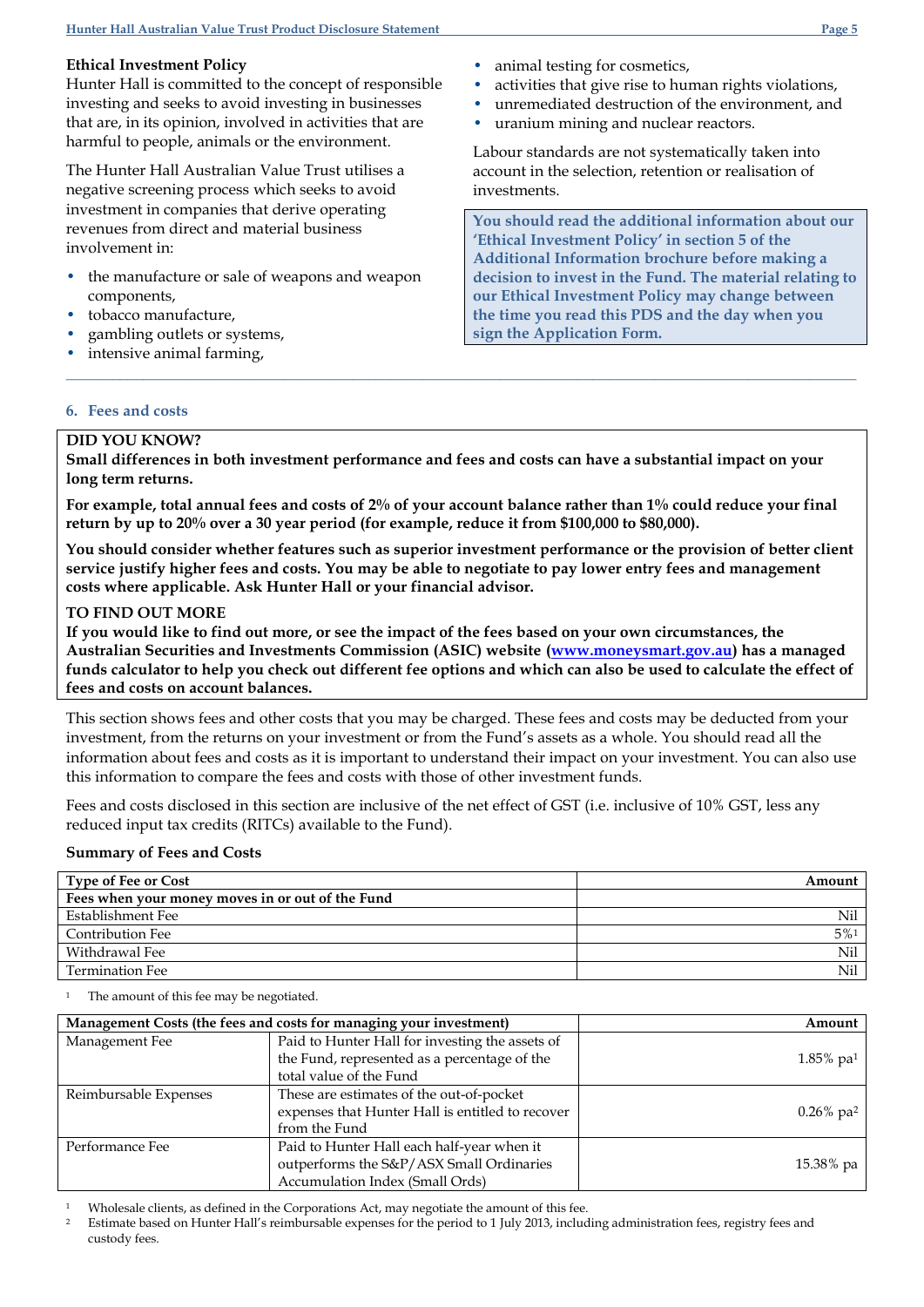### Ethical Investment Policy

Hunter Hall is committed to the concept of responsible investing and seeks to avoid investing in businesses that are, in its opinion, involved in activities that are harmful to people, animals or the environment.

The Hunter Hall Australian Value Trust utilises a negative screening process which seeks to avoid investment in companies that derive operating revenues from direct and material business involvement in:

- the manufacture or sale of weapons and weapon components,
- tobacco manufacture,
- gambling outlets or systems,
- intensive animal farming,
- animal testing for cosmetics,
- activities that give rise to human rights violations,
- unremediated destruction of the environment, and
- uranium mining and nuclear reactors.

Labour standards are not systematically taken into account in the selection, retention or realisation of investments.

**You should read the additional information about our 'Ethical Investment Policy' in section 5 of the Additional Information brochure before making a decision to invest in the Fund. The material relating to our Ethical Investment Policy may change between the time you read this PDS and the day when you sign the Application Form.**

## 6. Fees and costs

**DID YOU KNOW?**
**Small differences in both investment performance and fees and costs can have a substantial impact on your long term returns.**

**For example, total annual fees and costs of 2% of your account balance rather than 1% could reduce your final return by up to 20% over a 30 year period (for example, reduce it from $100,000 to $80,000).**

**You should consider whether features such as superior investment performance or the provision of better client service justify higher fees and costs. You may be able to negotiate to pay lower entry fees and management costs where applicable. Ask Hunter Hall or your financial advisor.**

**TO FIND OUT MORE**
**If you would like to find out more, or see the impact of the fees based on your own circumstances, the Australian Securities and Investments Commission (ASIC) website (www.moneysmart.gov.au) has a managed funds calculator to help you check out different fee options and which can also be used to calculate the effect of fees and costs on account balances.**

This section shows fees and other costs that you may be charged. These fees and costs may be deducted from your investment, from the returns on your investment or from the Fund's assets as a whole. You should read all the information about fees and costs as it is important to understand their impact on your investment. You can also use this information to compare the fees and costs with those of other investment funds.

Fees and costs disclosed in this section are inclusive of the net effect of GST (i.e. inclusive of 10% GST, less any reduced input tax credits (RITCs) available to the Fund).

### Summary of Fees and Costs

| Type of Fee or Cost | Amount |
|---|---|
| **Fees when your money moves in or out of the Fund** | |
| Establishment Fee | Nil |
| Contribution Fee | 5%[1] |
| Withdrawal Fee | Nil |
| Termination Fee | Nil |

[1] The amount of this fee may be negotiated.

| Management Costs (the fees and costs for managing your investment) | | Amount |
|---|---|---|
| Management Fee | Paid to Hunter Hall for investing the assets of the Fund, represented as a percentage of the total value of the Fund | 1.85% pa[1] |
| Reimbursable Expenses | These are estimates of the out-of-pocket expenses that Hunter Hall is entitled to recover from the Fund | 0.26% pa[2] |
| Performance Fee | Paid to Hunter Hall each half-year when it outperforms the S&P/ASX Small Ordinaries Accumulation Index (Small Ords) | 15.38% pa |

[1] Wholesale clients, as defined in the Corporations Act, may negotiate the amount of this fee.
[2] Estimate based on Hunter Hall's reimbursable expenses for the period to 1 July 2013, including administration fees, registry fees and custody fees.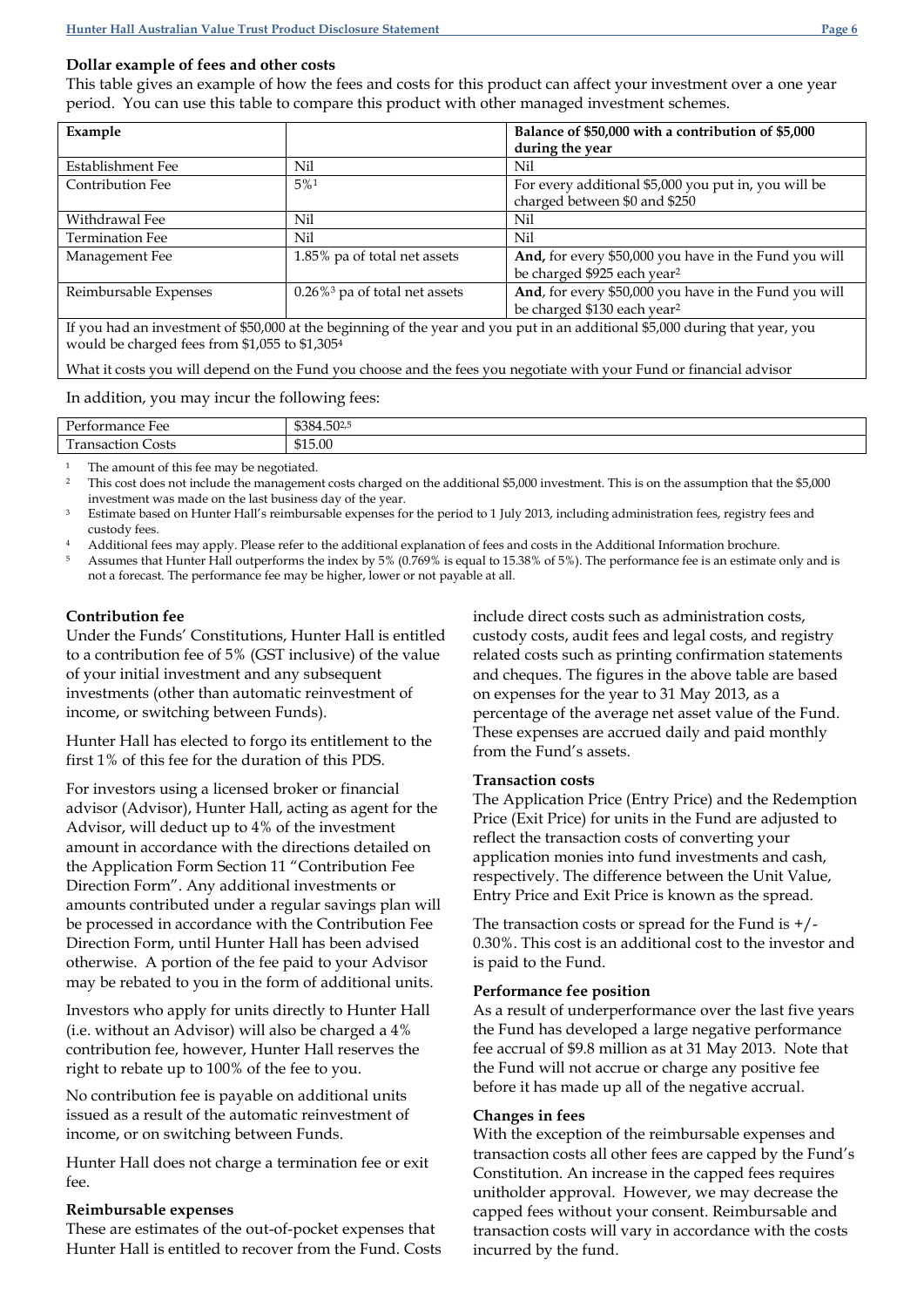### Dollar example of fees and other costs

This table gives an example of how the fees and costs for this product can affect your investment over a one year period. You can use this table to compare this product with other managed investment schemes.

| Example | | Balance of $50,000 with a contribution of $5,000 during the year |
|---|---|---|
| Establishment Fee | Nil | Nil |
| Contribution Fee | 5%[1] | For every additional $5,000 you put in, you will be charged between $0 and $250 |
| Withdrawal Fee | Nil | Nil |
| Termination Fee | Nil | Nil |
| Management Fee | 1.85% pa of total net assets | **And,** for every $50,000 you have in the Fund you will be charged $925 each year[2] |
| Reimbursable Expenses | 0.26%[3] pa of total net assets | **And**, for every $50,000 you have in the Fund you will be charged $130 each year[2] |
| If you had an investment of $50,000 at the beginning of the year and you put in an additional $5,000 during that year, you would be charged fees from $1,055 to $1,305[4] | | |
| What it costs you will depend on the Fund you choose and the fees you negotiate with your Fund or financial advisor | | |

In addition, you may incur the following fees:

| | |
|---|---|
| Performance Fee | $384.50[2,5] |
| Transaction Costs | $15.00 |

[1] The amount of this fee may be negotiated.

[2] This cost does not include the management costs charged on the additional $5,000 investment. This is on the assumption that the $5,000 investment was made on the last business day of the year.

[3] Estimate based on Hunter Hall's reimbursable expenses for the period to 1 July 2013, including administration fees, registry fees and custody fees.

[4] Additional fees may apply. Please refer to the additional explanation of fees and costs in the Additional Information brochure.

[5] Assumes that Hunter Hall outperforms the index by 5% (0.769% is equal to 15.38% of 5%). The performance fee is an estimate only and is not a forecast. The performance fee may be higher, lower or not payable at all.

**Contribution fee**

Under the Funds' Constitutions, Hunter Hall is entitled to a contribution fee of 5% (GST inclusive) of the value of your initial investment and any subsequent investments (other than automatic reinvestment of income, or switching between Funds).

Hunter Hall has elected to forgo its entitlement to the first 1% of this fee for the duration of this PDS.

For investors using a licensed broker or financial advisor (Advisor), Hunter Hall, acting as agent for the Advisor, will deduct up to 4% of the investment amount in accordance with the directions detailed on the Application Form Section 11 "Contribution Fee Direction Form". Any additional investments or amounts contributed under a regular savings plan will be processed in accordance with the Contribution Fee Direction Form, until Hunter Hall has been advised otherwise. A portion of the fee paid to your Advisor may be rebated to you in the form of additional units.

Investors who apply for units directly to Hunter Hall (i.e. without an Advisor) will also be charged a 4% contribution fee, however, Hunter Hall reserves the right to rebate up to 100% of the fee to you.

No contribution fee is payable on additional units issued as a result of the automatic reinvestment of income, or on switching between Funds.

Hunter Hall does not charge a termination fee or exit fee.

**Reimbursable expenses**

These are estimates of the out-of-pocket expenses that Hunter Hall is entitled to recover from the Fund. Costs include direct costs such as administration costs, custody costs, audit fees and legal costs, and registry related costs such as printing confirmation statements and cheques. The figures in the above table are based on expenses for the year to 31 May 2013, as a percentage of the average net asset value of the Fund. These expenses are accrued daily and paid monthly from the Fund's assets.

**Transaction costs**

The Application Price (Entry Price) and the Redemption Price (Exit Price) for units in the Fund are adjusted to reflect the transaction costs of converting your application monies into fund investments and cash, respectively. The difference between the Unit Value, Entry Price and Exit Price is known as the spread.

The transaction costs or spread for the Fund is +/- 0.30%. This cost is an additional cost to the investor and is paid to the Fund.

**Performance fee position**

As a result of underperformance over the last five years the Fund has developed a large negative performance fee accrual of $9.8 million as at 31 May 2013. Note that the Fund will not accrue or charge any positive fee before it has made up all of the negative accrual.

**Changes in fees**

With the exception of the reimbursable expenses and transaction costs all other fees are capped by the Fund's Constitution. An increase in the capped fees requires unitholder approval. However, we may decrease the capped fees without your consent. Reimbursable and transaction costs will vary in accordance with the costs incurred by the fund.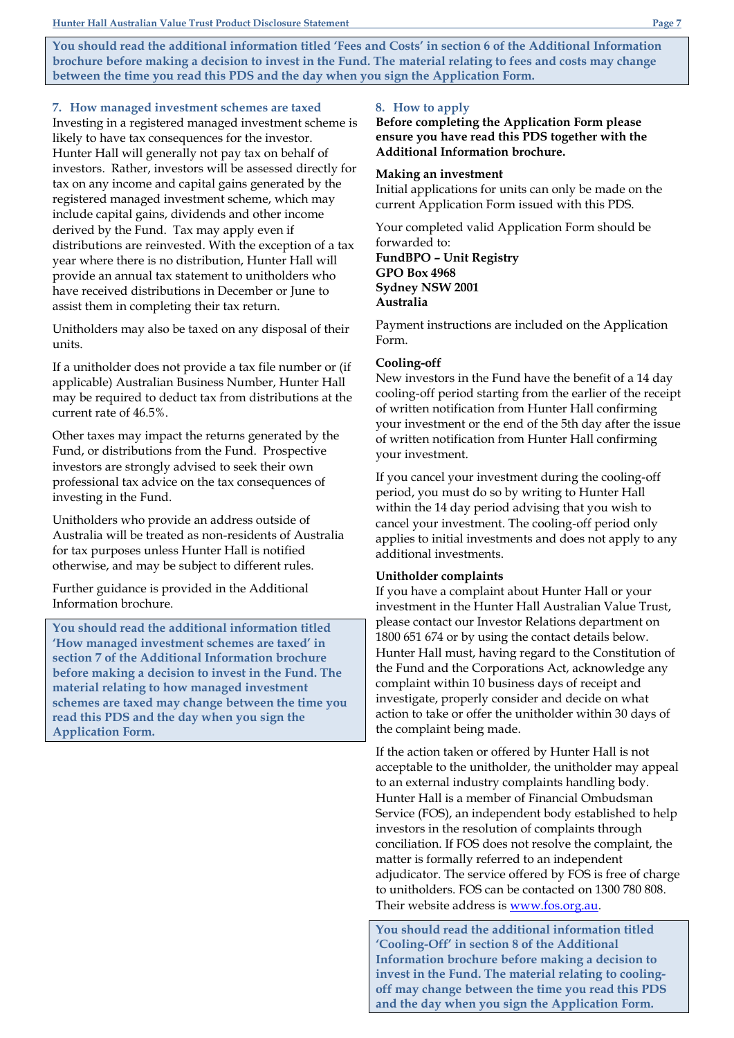**You should read the additional information titled 'Fees and Costs' in section 6 of the Additional Information brochure before making a decision to invest in the Fund. The material relating to fees and costs may change between the time you read this PDS and the day when you sign the Application Form.**

## 7. How managed investment schemes are taxed

Investing in a registered managed investment scheme is likely to have tax consequences for the investor. Hunter Hall will generally not pay tax on behalf of investors. Rather, investors will be assessed directly for tax on any income and capital gains generated by the registered managed investment scheme, which may include capital gains, dividends and other income derived by the Fund. Tax may apply even if distributions are reinvested. With the exception of a tax year where there is no distribution, Hunter Hall will provide an annual tax statement to unitholders who have received distributions in December or June to assist them in completing their tax return.

Unitholders may also be taxed on any disposal of their units.

If a unitholder does not provide a tax file number or (if applicable) Australian Business Number, Hunter Hall may be required to deduct tax from distributions at the current rate of 46.5%.

Other taxes may impact the returns generated by the Fund, or distributions from the Fund. Prospective investors are strongly advised to seek their own professional tax advice on the tax consequences of investing in the Fund.

Unitholders who provide an address outside of Australia will be treated as non-residents of Australia for tax purposes unless Hunter Hall is notified otherwise, and may be subject to different rules.

Further guidance is provided in the Additional Information brochure.

**You should read the additional information titled 'How managed investment schemes are taxed' in section 7 of the Additional Information brochure before making a decision to invest in the Fund. The material relating to how managed investment schemes are taxed may change between the time you read this PDS and the day when you sign the Application Form.**

## 8. How to apply

**Before completing the Application Form please ensure you have read this PDS together with the Additional Information brochure.**

### Making an investment

Initial applications for units can only be made on the current Application Form issued with this PDS.

Your completed valid Application Form should be forwarded to:

**FundBPO – Unit Registry**
**GPO Box 4968**
**Sydney NSW 2001**
**Australia**

Payment instructions are included on the Application Form.

### Cooling-off

New investors in the Fund have the benefit of a 14 day cooling-off period starting from the earlier of the receipt of written notification from Hunter Hall confirming your investment or the end of the 5th day after the issue of written notification from Hunter Hall confirming your investment.

If you cancel your investment during the cooling-off period, you must do so by writing to Hunter Hall within the 14 day period advising that you wish to cancel your investment. The cooling-off period only applies to initial investments and does not apply to any additional investments.

### Unitholder complaints

If you have a complaint about Hunter Hall or your investment in the Hunter Hall Australian Value Trust, please contact our Investor Relations department on 1800 651 674 or by using the contact details below. Hunter Hall must, having regard to the Constitution of the Fund and the Corporations Act, acknowledge any complaint within 10 business days of receipt and investigate, properly consider and decide on what action to take or offer the unitholder within 30 days of the complaint being made.

If the action taken or offered by Hunter Hall is not acceptable to the unitholder, the unitholder may appeal to an external industry complaints handling body. Hunter Hall is a member of Financial Ombudsman Service (FOS), an independent body established to help investors in the resolution of complaints through conciliation. If FOS does not resolve the complaint, the matter is formally referred to an independent adjudicator. The service offered by FOS is free of charge to unitholders. FOS can be contacted on 1300 780 808. Their website address is www.fos.org.au.

**You should read the additional information titled 'Cooling-Off' in section 8 of the Additional Information brochure before making a decision to invest in the Fund. The material relating to cooling-off may change between the time you read this PDS and the day when you sign the Application Form.**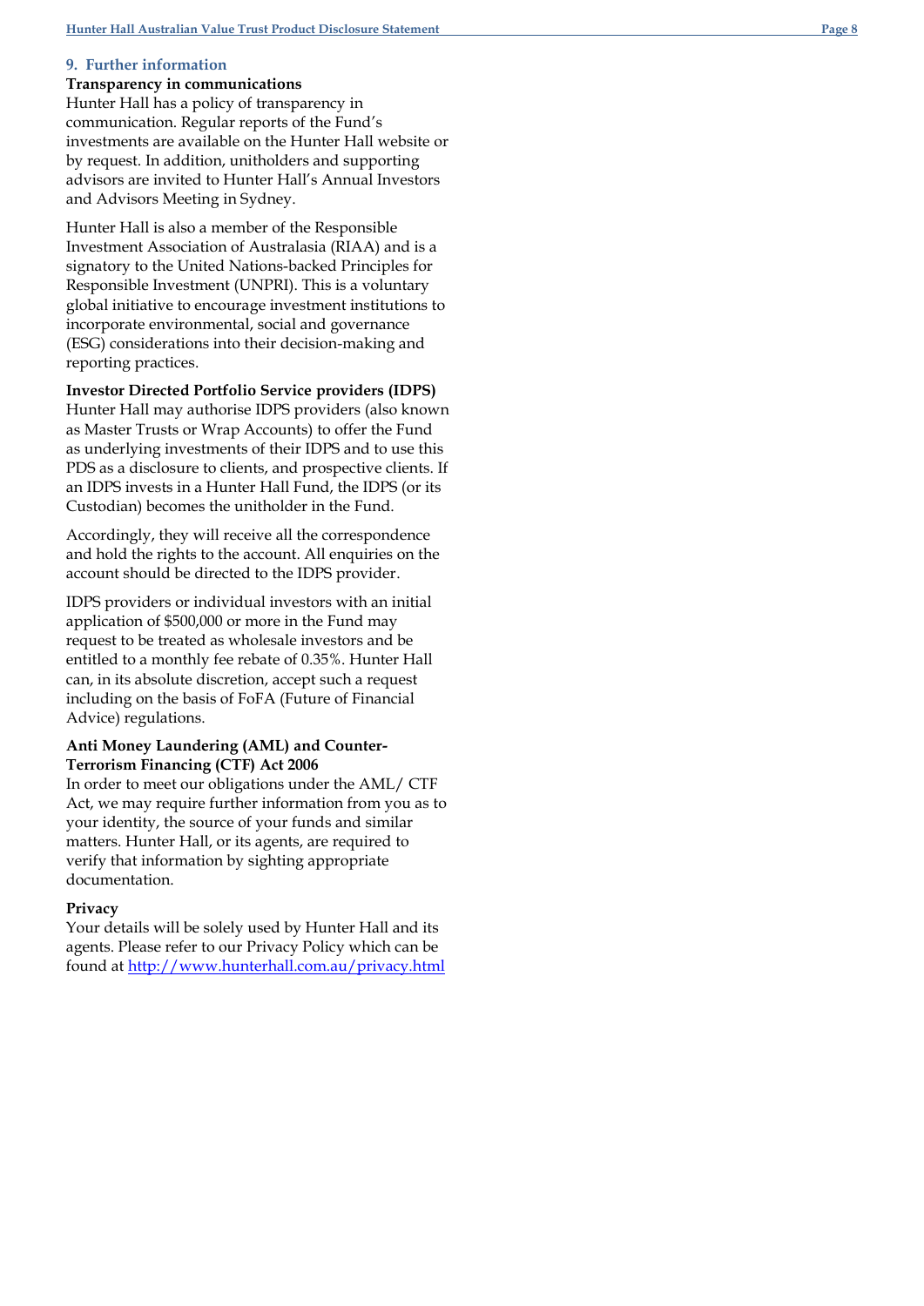## 9. Further information

**Transparency in communications**

Hunter Hall has a policy of transparency in communication. Regular reports of the Fund's investments are available on the Hunter Hall website or by request. In addition, unitholders and supporting advisors are invited to Hunter Hall's Annual Investors and Advisors Meeting in Sydney.

Hunter Hall is also a member of the Responsible Investment Association of Australasia (RIAA) and is a signatory to the United Nations-backed Principles for Responsible Investment (UNPRI). This is a voluntary global initiative to encourage investment institutions to incorporate environmental, social and governance (ESG) considerations into their decision-making and reporting practices.

**Investor Directed Portfolio Service providers (IDPS)**

Hunter Hall may authorise IDPS providers (also known as Master Trusts or Wrap Accounts) to offer the Fund as underlying investments of their IDPS and to use this PDS as a disclosure to clients, and prospective clients. If an IDPS invests in a Hunter Hall Fund, the IDPS (or its Custodian) becomes the unitholder in the Fund.

Accordingly, they will receive all the correspondence and hold the rights to the account. All enquiries on the account should be directed to the IDPS provider.

IDPS providers or individual investors with an initial application of $500,000 or more in the Fund may request to be treated as wholesale investors and be entitled to a monthly fee rebate of 0.35%. Hunter Hall can, in its absolute discretion, accept such a request including on the basis of FoFA (Future of Financial Advice) regulations.

**Anti Money Laundering (AML) and Counter-Terrorism Financing (CTF) Act 2006**

In order to meet our obligations under the AML/ CTF Act, we may require further information from you as to your identity, the source of your funds and similar matters. Hunter Hall, or its agents, are required to verify that information by sighting appropriate documentation.

**Privacy**

Your details will be solely used by Hunter Hall and its agents. Please refer to our Privacy Policy which can be found at http://www.hunterhall.com.au/privacy.html